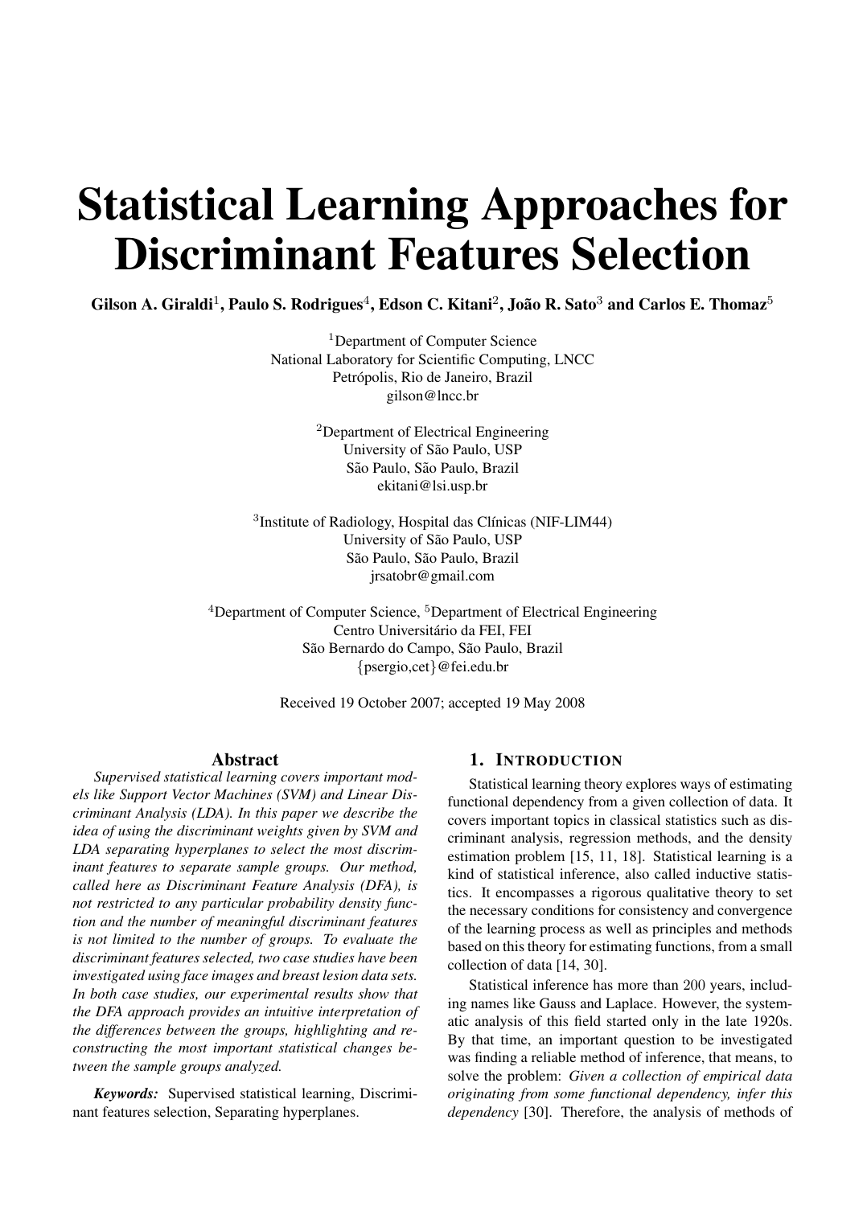# Statistical Learning Approaches for Discriminant Features Selection

**Gilson A. Giraldi[1], Paulo S. Rodrigues[4], Edson C. Kitani[2], João R. Sato[3] and Carlos E. Thomaz[5]**

[1]Department of Computer Science
National Laboratory for Scientific Computing, LNCC
Petrópolis, Rio de Janeiro, Brazil
gilson@lncc.br

[2]Department of Electrical Engineering
University of São Paulo, USP
São Paulo, São Paulo, Brazil
ekitani@lsi.usp.br

[3]Institute of Radiology, Hospital das Clínicas (NIF-LIM44)
University of São Paulo, USP
São Paulo, São Paulo, Brazil
jrsatobr@gmail.com

[4]Department of Computer Science, [5]Department of Electrical Engineering
Centro Universitário da FEI, FEI
São Bernardo do Campo, São Paulo, Brazil
{psergio,cet}@fei.edu.br

Received 19 October 2007; accepted 19 May 2008

## Abstract

*Supervised statistical learning covers important models like Support Vector Machines (SVM) and Linear Discriminant Analysis (LDA). In this paper we describe the idea of using the discriminant weights given by SVM and LDA separating hyperplanes to select the most discriminant features to separate sample groups. Our method, called here as Discriminant Feature Analysis (DFA), is not restricted to any particular probability density function and the number of meaningful discriminant features is not limited to the number of groups. To evaluate the discriminant features selected, two case studies have been investigated using face images and breast lesion data sets. In both case studies, our experimental results show that the DFA approach provides an intuitive interpretation of the differences between the groups, highlighting and reconstructing the most important statistical changes between the sample groups analyzed.*

***Keywords:*** Supervised statistical learning, Discriminant features selection, Separating hyperplanes.

## 1. Introduction

Statistical learning theory explores ways of estimating functional dependency from a given collection of data. It covers important topics in classical statistics such as discriminant analysis, regression methods, and the density estimation problem [15, 11, 18]. Statistical learning is a kind of statistical inference, also called inductive statistics. It encompasses a rigorous qualitative theory to set the necessary conditions for consistency and convergence of the learning process as well as principles and methods based on this theory for estimating functions, from a small collection of data [14, 30].

Statistical inference has more than 200 years, including names like Gauss and Laplace. However, the systematic analysis of this field started only in the late 1920s. By that time, an important question to be investigated was finding a reliable method of inference, that means, to solve the problem: *Given a collection of empirical data originating from some functional dependency, infer this dependency* [30]. Therefore, the analysis of methods of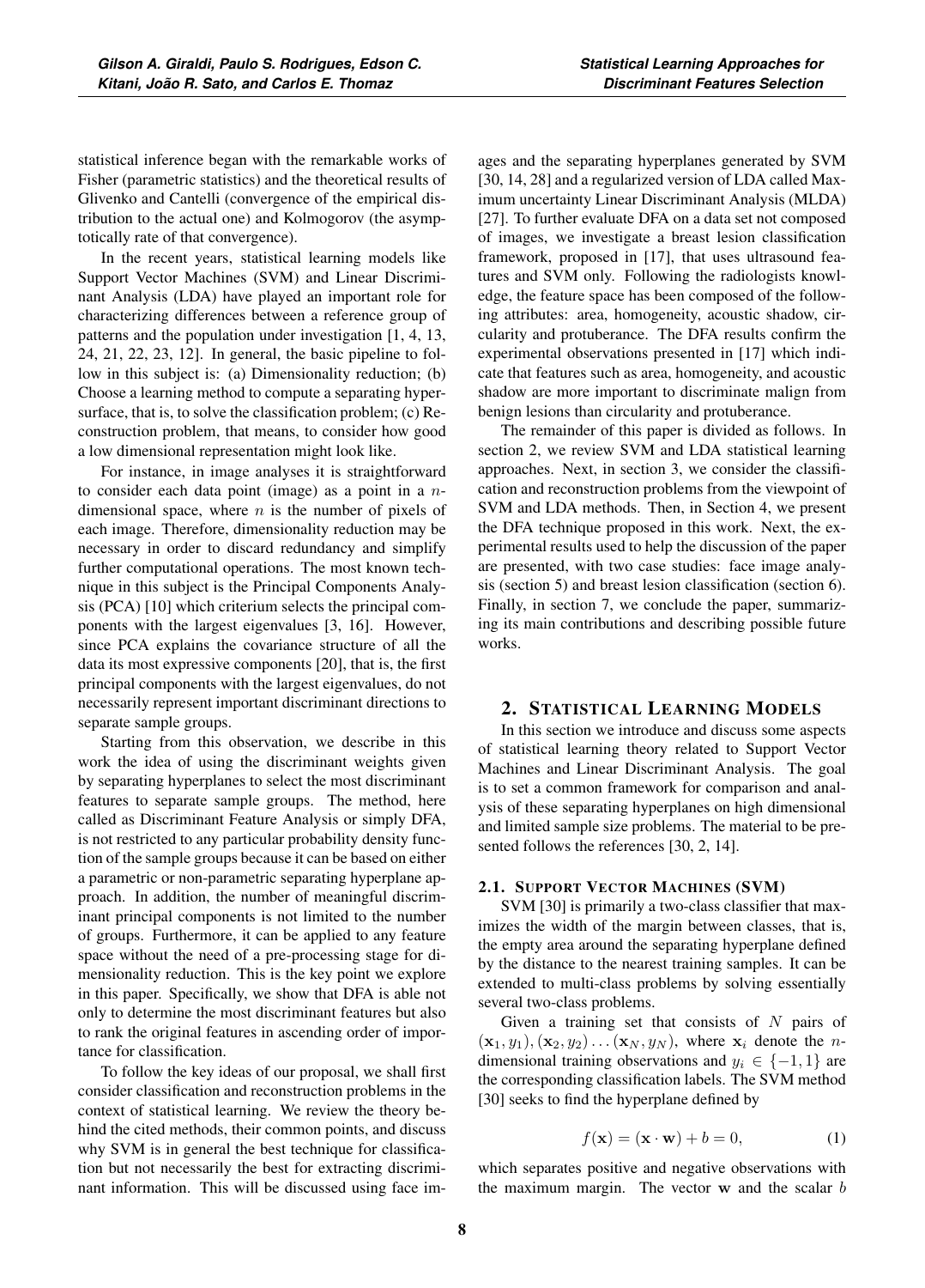statistical inference began with the remarkable works of Fisher (parametric statistics) and the theoretical results of Glivenko and Cantelli (convergence of the empirical distribution to the actual one) and Kolmogorov (the asymptotically rate of that convergence).

In the recent years, statistical learning models like Support Vector Machines (SVM) and Linear Discriminant Analysis (LDA) have played an important role for characterizing differences between a reference group of patterns and the population under investigation [1, 4, 13, 24, 21, 22, 23, 12]. In general, the basic pipeline to follow in this subject is: (a) Dimensionality reduction; (b) Choose a learning method to compute a separating hypersurface, that is, to solve the classification problem; (c) Reconstruction problem, that means, to consider how good a low dimensional representation might look like.

For instance, in image analyses it is straightforward to consider each data point (image) as a point in a $n$-dimensional space, where $n$ is the number of pixels of each image. Therefore, dimensionality reduction may be necessary in order to discard redundancy and simplify further computational operations. The most known technique in this subject is the Principal Components Analysis (PCA) [10] which criterium selects the principal components with the largest eigenvalues [3, 16]. However, since PCA explains the covariance structure of all the data its most expressive components [20], that is, the first principal components with the largest eigenvalues, do not necessarily represent important discriminant directions to separate sample groups.

Starting from this observation, we describe in this work the idea of using the discriminant weights given by separating hyperplanes to select the most discriminant features to separate sample groups. The method, here called as Discriminant Feature Analysis or simply DFA, is not restricted to any particular probability density function of the sample groups because it can be based on either a parametric or non-parametric separating hyperplane approach. In addition, the number of meaningful discriminant principal components is not limited to the number of groups. Furthermore, it can be applied to any feature space without the need of a pre-processing stage for dimensionality reduction. This is the key point we explore in this paper. Specifically, we show that DFA is able not only to determine the most discriminant features but also to rank the original features in ascending order of importance for classification.

To follow the key ideas of our proposal, we shall first consider classification and reconstruction problems in the context of statistical learning. We review the theory behind the cited methods, their common points, and discuss why SVM is in general the best technique for classification but not necessarily the best for extracting discriminant information. This will be discussed using face images and the separating hyperplanes generated by SVM [30, 14, 28] and a regularized version of LDA called Maximum uncertainty Linear Discriminant Analysis (MLDA) [27]. To further evaluate DFA on a data set not composed of images, we investigate a breast lesion classification framework, proposed in [17], that uses ultrasound features and SVM only. Following the radiologists knowledge, the feature space has been composed of the following attributes: area, homogeneity, acoustic shadow, circularity and protuberance. The DFA results confirm the experimental observations presented in [17] which indicate that features such as area, homogeneity, and acoustic shadow are more important to discriminate malign from benign lesions than circularity and protuberance.

The remainder of this paper is divided as follows. In section 2, we review SVM and LDA statistical learning approaches. Next, in section 3, we consider the classification and reconstruction problems from the viewpoint of SVM and LDA methods. Then, in Section 4, we present the DFA technique proposed in this work. Next, the experimental results used to help the discussion of the paper are presented, with two case studies: face image analysis (section 5) and breast lesion classification (section 6). Finally, in section 7, we conclude the paper, summarizing its main contributions and describing possible future works.

## 2. Statistical Learning Models

In this section we introduce and discuss some aspects of statistical learning theory related to Support Vector Machines and Linear Discriminant Analysis. The goal is to set a common framework for comparison and analysis of these separating hyperplanes on high dimensional and limited sample size problems. The material to be presented follows the references [30, 2, 14].

### 2.1. Support Vector Machines (SVM)

SVM [30] is primarily a two-class classifier that maximizes the width of the margin between classes, that is, the empty area around the separating hyperplane defined by the distance to the nearest training samples. It can be extended to multi-class problems by solving essentially several two-class problems.

Given a training set that consists of $N$ pairs of $(\mathbf{x}_1, y_1), (\mathbf{x}_2, y_2) \ldots (\mathbf{x}_N, y_N)$, where $\mathbf{x}_i$ denote the $n$-dimensional training observations and $y_i \in \{-1, 1\}$ are the corresponding classification labels. The SVM method [30] seeks to find the hyperplane defined by

$$f(\mathbf{x}) = (\mathbf{x} \cdot \mathbf{w}) + b = 0, \tag{1}$$

which separates positive and negative observations with the maximum margin. The vector $\mathbf{w}$ and the scalar $b$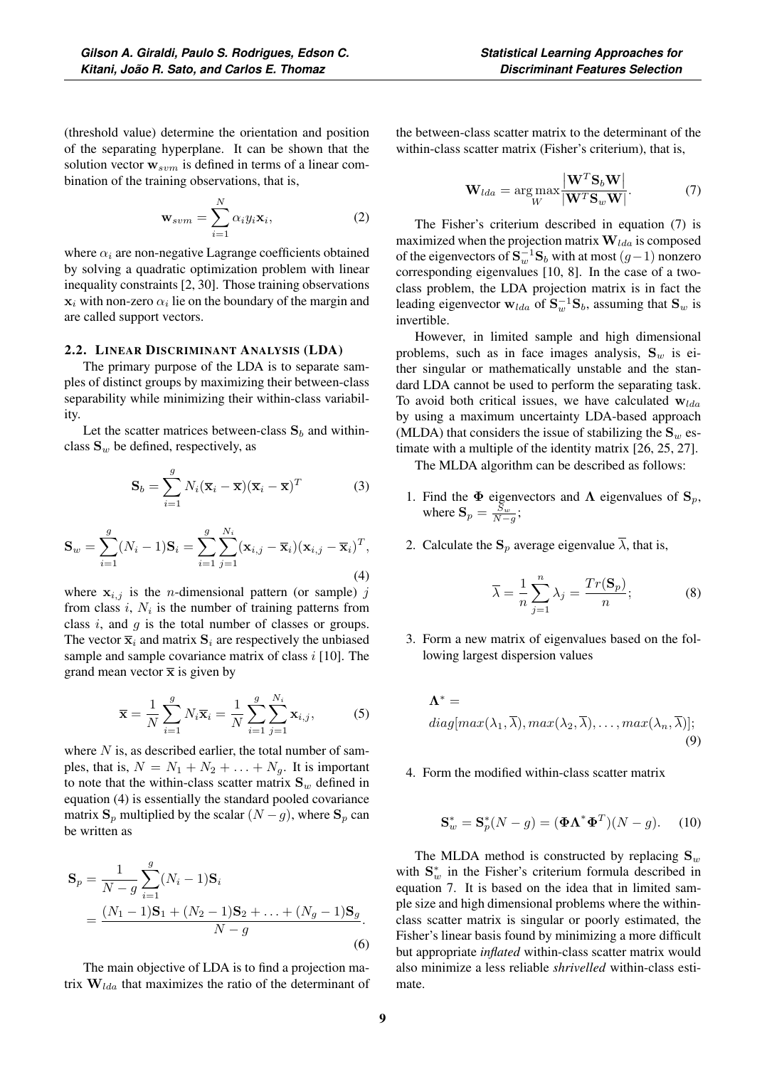(threshold value) determine the orientation and position of the separating hyperplane. It can be shown that the solution vector $\mathbf{w}_{svm}$ is defined in terms of a linear combination of the training observations, that is,

$$\mathbf{w}_{svm} = \sum_{i=1}^{N} \alpha_i y_i \mathbf{x}_i, \tag{2}$$

where $\alpha_i$ are non-negative Lagrange coefficients obtained by solving a quadratic optimization problem with linear inequality constraints [2, 30]. Those training observations $\mathbf{x}_i$ with non-zero $\alpha_i$ lie on the boundary of the margin and are called support vectors.

### 2.2. Linear Discriminant Analysis (LDA)

The primary purpose of the LDA is to separate samples of distinct groups by maximizing their between-class separability while minimizing their within-class variability.

Let the scatter matrices between-class $\mathbf{S}_b$ and within-class $\mathbf{S}_w$ be defined, respectively, as

$$\mathbf{S}_b = \sum_{i=1}^{g} N_i (\overline{\mathbf{x}}_i - \overline{\mathbf{x}})(\overline{\mathbf{x}}_i - \overline{\mathbf{x}})^T \tag{3}$$

$$\mathbf{S}_w = \sum_{i=1}^{g} (N_i - 1)\mathbf{S}_i = \sum_{i=1}^{g} \sum_{j=1}^{N_i} (\mathbf{x}_{i,j} - \overline{\mathbf{x}}_i)(\mathbf{x}_{i,j} - \overline{\mathbf{x}}_i)^T, \tag{4}$$

where $\mathbf{x}_{i,j}$ is the $n$-dimensional pattern (or sample) $j$ from class $i$, $N_i$ is the number of training patterns from class $i$, and $g$ is the total number of classes or groups. The vector $\overline{\mathbf{x}}_i$ and matrix $\mathbf{S}_i$ are respectively the unbiased sample and sample covariance matrix of class $i$ [10]. The grand mean vector $\overline{\mathbf{x}}$ is given by

$$\overline{\mathbf{x}} = \frac{1}{N} \sum_{i=1}^{g} N_i \overline{\mathbf{x}}_i = \frac{1}{N} \sum_{i=1}^{g} \sum_{j=1}^{N_i} \mathbf{x}_{i,j}, \tag{5}$$

where $N$ is, as described earlier, the total number of samples, that is, $N = N_1 + N_2 + \ldots + N_g$. It is important to note that the within-class scatter matrix $\mathbf{S}_w$ defined in equation (4) is essentially the standard pooled covariance matrix $\mathbf{S}_p$ multiplied by the scalar $(N - g)$, where $\mathbf{S}_p$ can be written as

$$\mathbf{S}_p = \frac{1}{N-g} \sum_{i=1}^{g} (N_i - 1)\mathbf{S}_i = \frac{(N_1 - 1)\mathbf{S}_1 + (N_2 - 1)\mathbf{S}_2 + \ldots + (N_g - 1)\mathbf{S}_g}{N - g}. \tag{6}$$

The main objective of LDA is to find a projection matrix $\mathbf{W}_{lda}$ that maximizes the ratio of the determinant of the between-class scatter matrix to the determinant of the within-class scatter matrix (Fisher's criterium), that is,

$$\mathbf{W}_{lda} = \arg\max_{W} \frac{\left|\mathbf{W}^T \mathbf{S}_b \mathbf{W}\right|}{\left|\mathbf{W}^T \mathbf{S}_w \mathbf{W}\right|}. \tag{7}$$

The Fisher's criterium described in equation (7) is maximized when the projection matrix $\mathbf{W}_{lda}$ is composed of the eigenvectors of $\mathbf{S}_w^{-1}\mathbf{S}_b$ with at most $(g-1)$ nonzero corresponding eigenvalues [10, 8]. In the case of a two-class problem, the LDA projection matrix is in fact the leading eigenvector $\mathbf{w}_{lda}$ of $\mathbf{S}_w^{-1}\mathbf{S}_b$, assuming that $\mathbf{S}_w$ is invertible.

However, in limited sample and high dimensional problems, such as in face images analysis, $\mathbf{S}_w$ is either singular or mathematically unstable and the standard LDA cannot be used to perform the separating task. To avoid both critical issues, we have calculated $\mathbf{w}_{lda}$ by using a maximum uncertainty LDA-based approach (MLDA) that considers the issue of stabilizing the $\mathbf{S}_w$ estimate with a multiple of the identity matrix [26, 25, 27].

The MLDA algorithm can be described as follows:

1. Find the $\mathbf{\Phi}$ eigenvectors and $\mathbf{\Lambda}$ eigenvalues of $\mathbf{S}_p$, where $\mathbf{S}_p = \frac{\mathbf{S}_w}{N-g}$;

2. Calculate the $\mathbf{S}_p$ average eigenvalue $\overline{\lambda}$, that is,

$$\overline{\lambda} = \frac{1}{n} \sum_{j=1}^{n} \lambda_j = \frac{Tr(\mathbf{S}_p)}{n}; \tag{8}$$

3. Form a new matrix of eigenvalues based on the following largest dispersion values

$$\mathbf{\Lambda}^* = diag[max(\lambda_1, \overline{\lambda}), max(\lambda_2, \overline{\lambda}), \ldots, max(\lambda_n, \overline{\lambda})]; \tag{9}$$

4. Form the modified within-class scatter matrix

$$\mathbf{S}_w^* = \mathbf{S}_p^*(N - g) = (\mathbf{\Phi}\mathbf{\Lambda}^*\mathbf{\Phi}^T)(N - g). \tag{10}$$

The MLDA method is constructed by replacing $\mathbf{S}_w$ with $\mathbf{S}_w^*$ in the Fisher's criterium formula described in equation 7. It is based on the idea that in limited sample size and high dimensional problems where the within-class scatter matrix is singular or poorly estimated, the Fisher's linear basis found by minimizing a more difficult but appropriate *inflated* within-class scatter matrix would also minimize a less reliable *shrivelled* within-class estimate.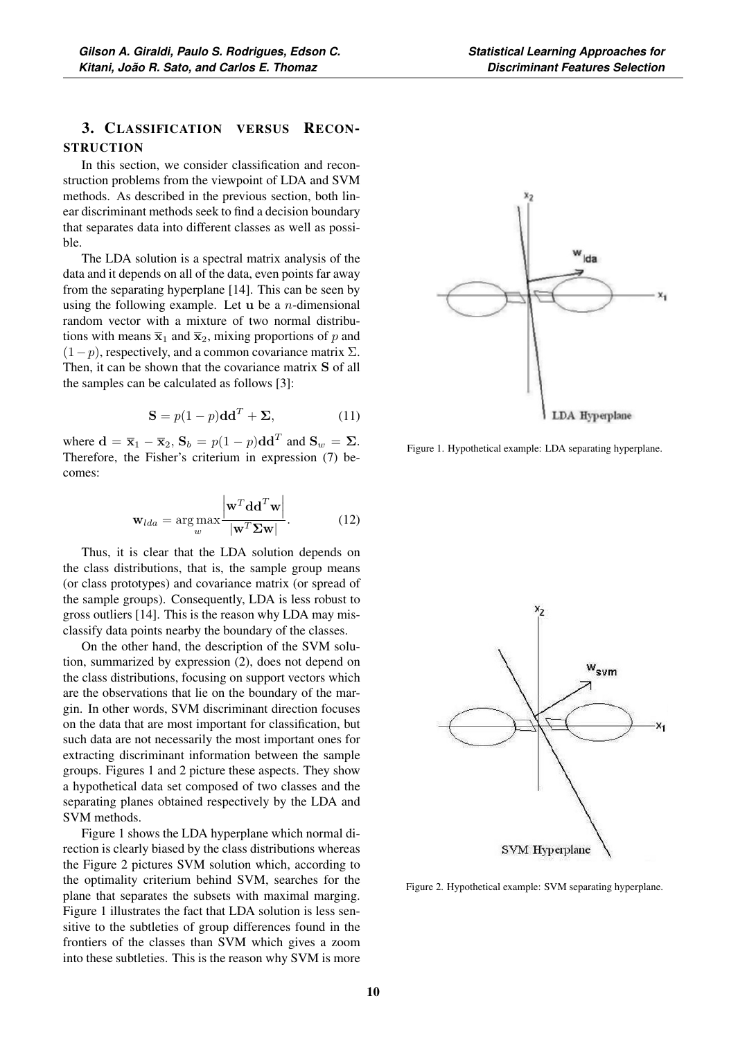## 3. Classification versus Reconstruction

In this section, we consider classification and reconstruction problems from the viewpoint of LDA and SVM methods. As described in the previous section, both linear discriminant methods seek to find a decision boundary that separates data into different classes as well as possible.

The LDA solution is a spectral matrix analysis of the data and it depends on all of the data, even points far away from the separating hyperplane [14]. This can be seen by using the following example. Let $\mathbf{u}$ be a $n$-dimensional random vector with a mixture of two normal distributions with means $\overline{\mathbf{x}}_1$ and $\overline{\mathbf{x}}_2$, mixing proportions of $p$ and $(1-p)$, respectively, and a common covariance matrix $\Sigma$. Then, it can be shown that the covariance matrix $\mathbf{S}$ of all the samples can be calculated as follows [3]:

$$\mathbf{S} = p(1-p)\mathbf{d}\mathbf{d}^T + \mathbf{\Sigma}, \tag{11}$$

where $\mathbf{d} = \overline{\mathbf{x}}_1 - \overline{\mathbf{x}}_2$, $\mathbf{S}_b = p(1-p)\mathbf{d}\mathbf{d}^T$ and $\mathbf{S}_w = \mathbf{\Sigma}$. Therefore, the Fisher's criterium in expression (7) becomes:

$$\mathbf{w}_{lda} = \arg\max_{w} \frac{\left|\mathbf{w}^T\mathbf{d}\mathbf{d}^T\mathbf{w}\right|}{\left|\mathbf{w}^T\mathbf{\Sigma}\mathbf{w}\right|}. \tag{12}$$

Thus, it is clear that the LDA solution depends on the class distributions, that is, the sample group means (or class prototypes) and covariance matrix (or spread of the sample groups). Consequently, LDA is less robust to gross outliers [14]. This is the reason why LDA may misclassify data points nearby the boundary of the classes.

On the other hand, the description of the SVM solution, summarized by expression (2), does not depend on the class distributions, focusing on support vectors which are the observations that lie on the boundary of the margin. In other words, SVM discriminant direction focuses on the data that are most important for classification, but such data are not necessarily the most important ones for extracting discriminant information between the sample groups. Figures 1 and 2 picture these aspects. They show a hypothetical data set composed of two classes and the separating planes obtained respectively by the LDA and SVM methods.

Figure 1 shows the LDA hyperplane which normal direction is clearly biased by the class distributions whereas the Figure 2 pictures SVM solution which, according to the optimality criterium behind SVM, searches for the plane that separates the subsets with maximal marging. Figure 1 illustrates the fact that LDA solution is less sensitive to the subtleties of group differences found in the frontiers of the classes than SVM which gives a zoom into these subtleties. This is the reason why SVM is more

Figure 1. Hypothetical example: LDA separating hyperplane.

Figure 2. Hypothetical example: SVM separating hyperplane.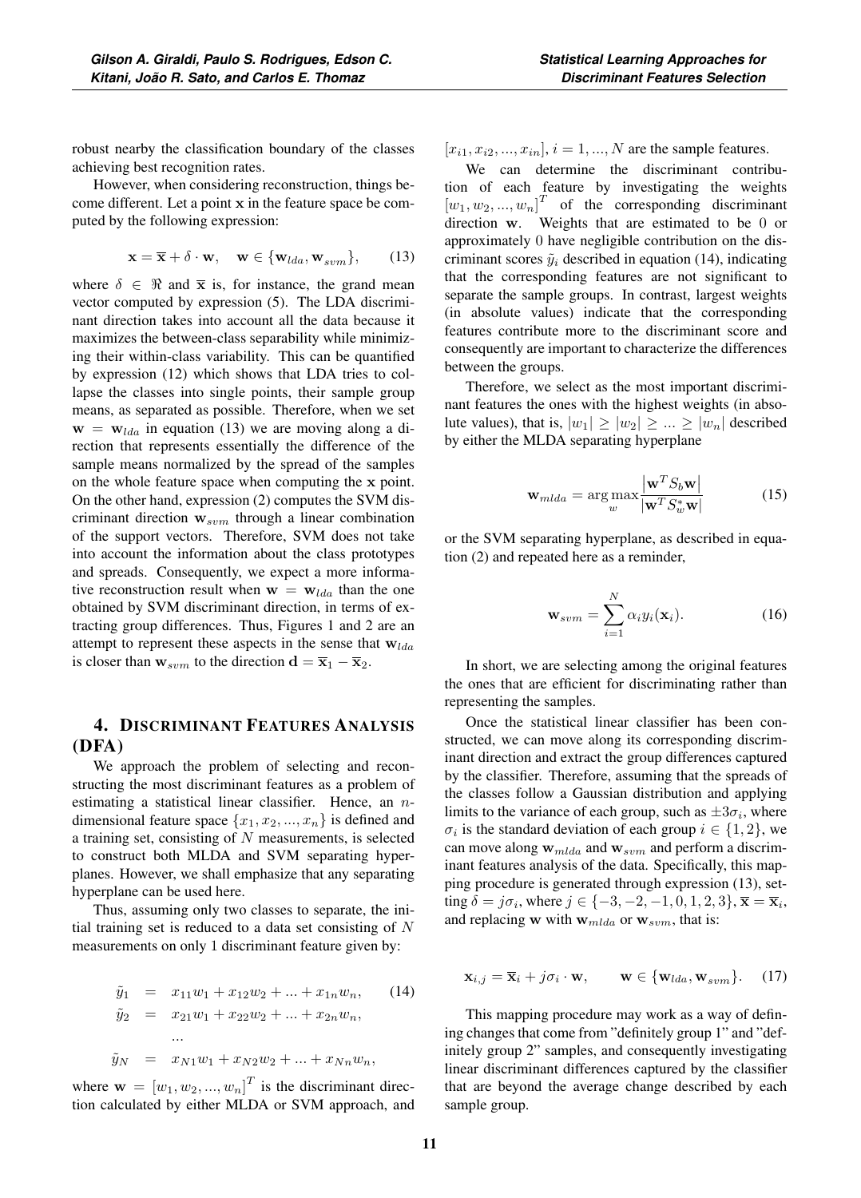robust nearby the classification boundary of the classes achieving best recognition rates.

However, when considering reconstruction, things become different. Let a point $\mathbf{x}$ in the feature space be computed by the following expression:

$$\mathbf{x} = \overline{\mathbf{x}} + \delta \cdot \mathbf{w}, \quad \mathbf{w} \in \{\mathbf{w}_{lda}, \mathbf{w}_{svm}\}, \qquad (13)$$

where $\delta \in \Re$ and $\overline{\mathbf{x}}$ is, for instance, the grand mean vector computed by expression (5). The LDA discriminant direction takes into account all the data because it maximizes the between-class separability while minimizing their within-class variability. This can be quantified by expression (12) which shows that LDA tries to collapse the classes into single points, their sample group means, as separated as possible. Therefore, when we set $\mathbf{w} = \mathbf{w}_{lda}$ in equation (13) we are moving along a direction that represents essentially the difference of the sample means normalized by the spread of the samples on the whole feature space when computing the $\mathbf{x}$ point. On the other hand, expression (2) computes the SVM discriminant direction $\mathbf{w}_{svm}$ through a linear combination of the support vectors. Therefore, SVM does not take into account the information about the class prototypes and spreads. Consequently, we expect a more informative reconstruction result when $\mathbf{w} = \mathbf{w}_{lda}$ than the one obtained by SVM discriminant direction, in terms of extracting group differences. Thus, Figures 1 and 2 are an attempt to represent these aspects in the sense that $\mathbf{w}_{lda}$ is closer than $\mathbf{w}_{svm}$ to the direction $\mathbf{d} = \overline{\mathbf{x}}_1 - \overline{\mathbf{x}}_2$.

## 4. Discriminant Features Analysis (DFA)

We approach the problem of selecting and reconstructing the most discriminant features as a problem of estimating a statistical linear classifier. Hence, an $n$-dimensional feature space $\{x_1, x_2, ..., x_n\}$ is defined and a training set, consisting of $N$ measurements, is selected to construct both MLDA and SVM separating hyperplanes. However, we shall emphasize that any separating hyperplane can be used here.

Thus, assuming only two classes to separate, the initial training set is reduced to a data set consisting of $N$ measurements on only 1 discriminant feature given by:

$$\begin{aligned} \tilde{y}_1 &= x_{11}w_1 + x_{12}w_2 + ... + x_{1n}w_n, \qquad (14) \\ \tilde{y}_2 &= x_{21}w_1 + x_{22}w_2 + ... + x_{2n}w_n, \\ &... \\ \tilde{y}_N &= x_{N1}w_1 + x_{N2}w_2 + ... + x_{Nn}w_n, \end{aligned}$$

where $\mathbf{w} = [w_1, w_2, ..., w_n]^T$ is the discriminant direction calculated by either MLDA or SVM approach, and $[x_{i1}, x_{i2}, ..., x_{in}]$, $i = 1, ..., N$ are the sample features.

We can determine the discriminant contribution of each feature by investigating the weights $[w_1, w_2, ..., w_n]^T$ of the corresponding discriminant direction $\mathbf{w}$. Weights that are estimated to be 0 or approximately 0 have negligible contribution on the discriminant scores $\tilde{y}_i$ described in equation (14), indicating that the corresponding features are not significant to separate the sample groups. In contrast, largest weights (in absolute values) indicate that the corresponding features contribute more to the discriminant score and consequently are important to characterize the differences between the groups.

Therefore, we select as the most important discriminant features the ones with the highest weights (in absolute values), that is, $|w_1| \geq |w_2| \geq ... \geq |w_n|$ described by either the MLDA separating hyperplane

$$\mathbf{w}_{mlda} = \arg\max_{w} \frac{\left|\mathbf{w}^T S_b \mathbf{w}\right|}{\left|\mathbf{w}^T S_w^* \mathbf{w}\right|} \qquad (15)$$

or the SVM separating hyperplane, as described in equation (2) and repeated here as a reminder,

$$\mathbf{w}_{svm} = \sum_{i=1}^{N} \alpha_i y_i(\mathbf{x}_i). \qquad (16)$$

In short, we are selecting among the original features the ones that are efficient for discriminating rather than representing the samples.

Once the statistical linear classifier has been constructed, we can move along its corresponding discriminant direction and extract the group differences captured by the classifier. Therefore, assuming that the spreads of the classes follow a Gaussian distribution and applying limits to the variance of each group, such as $\pm 3\sigma_i$, where $\sigma_i$ is the standard deviation of each group $i \in \{1, 2\}$, we can move along $\mathbf{w}_{mlda}$ and $\mathbf{w}_{svm}$ and perform a discriminant features analysis of the data. Specifically, this mapping procedure is generated through expression (13), setting $\delta = j\sigma_i$, where $j \in \{-3, -2, -1, 0, 1, 2, 3\}$, $\overline{\mathbf{x}} = \overline{\mathbf{x}}_i$, and replacing $\mathbf{w}$ with $\mathbf{w}_{mlda}$ or $\mathbf{w}_{svm}$, that is:

$$\mathbf{x}_{i,j} = \overline{\mathbf{x}}_i + j\sigma_i \cdot \mathbf{w}, \qquad \mathbf{w} \in \{\mathbf{w}_{lda}, \mathbf{w}_{svm}\}. \qquad (17)$$

This mapping procedure may work as a way of defining changes that come from "definitely group 1" and "definitely group 2" samples, and consequently investigating linear discriminant differences captured by the classifier that are beyond the average change described by each sample group.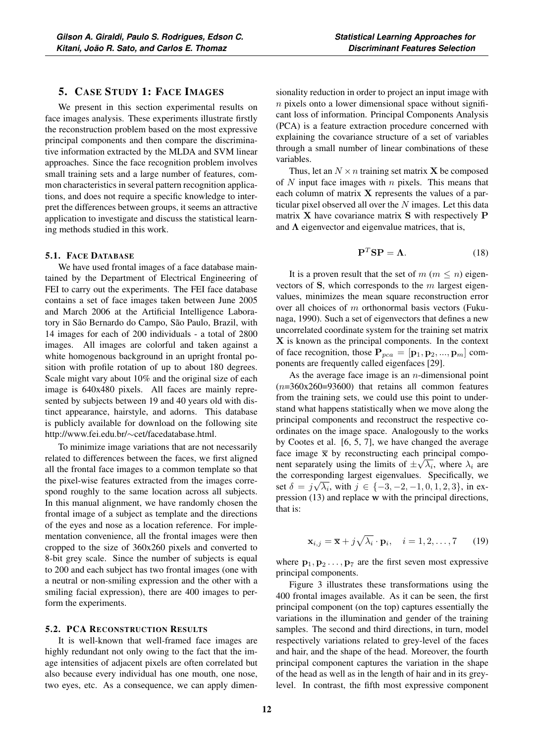## 5. Case Study 1: Face Images

We present in this section experimental results on face images analysis. These experiments illustrate firstly the reconstruction problem based on the most expressive principal components and then compare the discriminative information extracted by the MLDA and SVM linear approaches. Since the face recognition problem involves small training sets and a large number of features, common characteristics in several pattern recognition applications, and does not require a specific knowledge to interpret the differences between groups, it seems an attractive application to investigate and discuss the statistical learning methods studied in this work.

### 5.1. Face Database

We have used frontal images of a face database maintained by the Department of Electrical Engineering of FEI to carry out the experiments. The FEI face database contains a set of face images taken between June 2005 and March 2006 at the Artificial Intelligence Laboratory in São Bernardo do Campo, São Paulo, Brazil, with 14 images for each of 200 individuals - a total of 2800 images. All images are colorful and taken against a white homogenous background in an upright frontal position with profile rotation of up to about 180 degrees. Scale might vary about 10% and the original size of each image is 640x480 pixels. All faces are mainly represented by subjects between 19 and 40 years old with distinct appearance, hairstyle, and adorns. This database is publicly available for download on the following site http://www.fei.edu.br/∼cet/facedatabase.html.

To minimize image variations that are not necessarily related to differences between the faces, we first aligned all the frontal face images to a common template so that the pixel-wise features extracted from the images correspond roughly to the same location across all subjects. In this manual alignment, we have randomly chosen the frontal image of a subject as template and the directions of the eyes and nose as a location reference. For implementation convenience, all the frontal images were then cropped to the size of 360x260 pixels and converted to 8-bit grey scale. Since the number of subjects is equal to 200 and each subject has two frontal images (one with a neutral or non-smiling expression and the other with a smiling facial expression), there are 400 images to perform the experiments.

### 5.2. PCA Reconstruction Results

It is well-known that well-framed face images are highly redundant not only owing to the fact that the image intensities of adjacent pixels are often correlated but also because every individual has one mouth, one nose, two eyes, etc. As a consequence, we can apply dimensionality reduction in order to project an input image with $n$ pixels onto a lower dimensional space without significant loss of information. Principal Components Analysis (PCA) is a feature extraction procedure concerned with explaining the covariance structure of a set of variables through a small number of linear combinations of these variables.

Thus, let an $N \times n$ training set matrix $\mathbf{X}$ be composed of $N$ input face images with $n$ pixels. This means that each column of matrix $\mathbf{X}$ represents the values of a particular pixel observed all over the $N$ images. Let this data matrix $\mathbf{X}$ have covariance matrix $\mathbf{S}$ with respectively $\mathbf{P}$ and $\mathbf{\Lambda}$ eigenvector and eigenvalue matrices, that is,

$$\mathbf{P}^T \mathbf{S} \mathbf{P} = \mathbf{\Lambda}. \tag{18}$$

It is a proven result that the set of $m$ ($m \leq n$) eigenvectors of $\mathbf{S}$, which corresponds to the $m$ largest eigenvalues, minimizes the mean square reconstruction error over all choices of $m$ orthonormal basis vectors (Fukunaga, 1990). Such a set of eigenvectors that defines a new uncorrelated coordinate system for the training set matrix $\mathbf{X}$ is known as the principal components. In the context of face recognition, those $\mathbf{P}_{pca} = [\mathbf{p}_1, \mathbf{p}_2, ..., \mathbf{p}_m]$ components are frequently called eigenfaces [29].

As the average face image is an $n$-dimensional point ($n$=360x260=93600) that retains all common features from the training sets, we could use this point to understand what happens statistically when we move along the principal components and reconstruct the respective coordinates on the image space. Analogously to the works by Cootes et al. [6, 5, 7], we have changed the average face image $\overline{\mathbf{x}}$ by reconstructing each principal component separately using the limits of $\pm\sqrt{\lambda_i}$, where $\lambda_i$ are the corresponding largest eigenvalues. Specifically, we set $\delta = j\sqrt{\lambda_i}$, with $j \in \{-3, -2, -1, 0, 1, 2, 3\}$, in expression (13) and replace $\mathbf{w}$ with the principal directions, that is:

$$\mathbf{x}_{i,j} = \overline{\mathbf{x}} + j\sqrt{\lambda_i} \cdot \mathbf{p}_i, \quad i = 1, 2, \ldots, 7 \tag{19}$$

where $\mathbf{p}_1, \mathbf{p}_2 \ldots, \mathbf{p}_7$ are the first seven most expressive principal components.

Figure 3 illustrates these transformations using the 400 frontal images available. As it can be seen, the first principal component (on the top) captures essentially the variations in the illumination and gender of the training samples. The second and third directions, in turn, model respectively variations related to grey-level of the faces and hair, and the shape of the head. Moreover, the fourth principal component captures the variation in the shape of the head as well as in the length of hair and in its grey-level. In contrast, the fifth most expressive component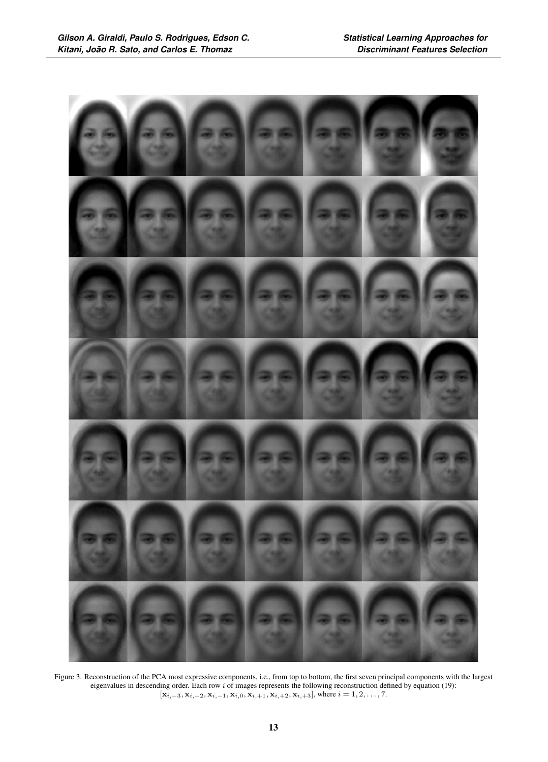Figure 3. Reconstruction of the PCA most expressive components, i.e., from top to bottom, the first seven principal components with the largest eigenvalues in descending order. Each row $i$ of images represents the following reconstruction defined by equation (19): $[\mathbf{x}_{i,-3}, \mathbf{x}_{i,-2}, \mathbf{x}_{i,-1}, \mathbf{x}_{i,0}, \mathbf{x}_{i,+1}, \mathbf{x}_{i,+2}, \mathbf{x}_{i,+3}]$, where $i = 1, 2, \ldots, 7$.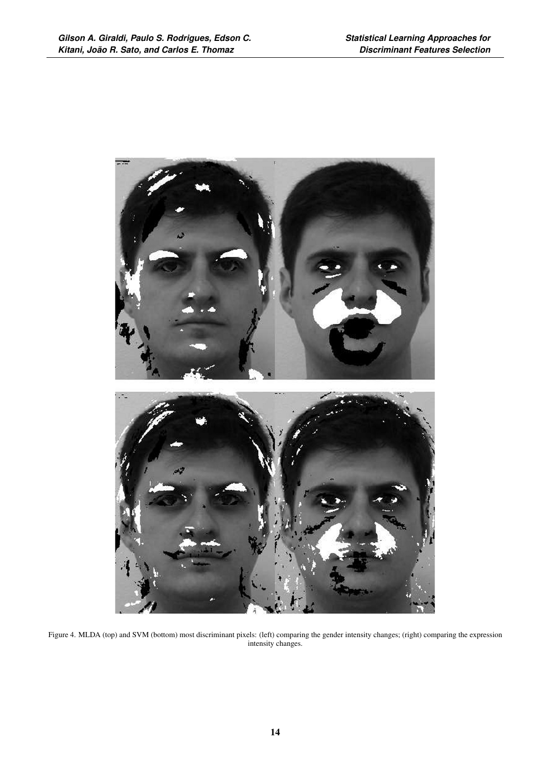Figure 4. MLDA (top) and SVM (bottom) most discriminant pixels: (left) comparing the gender intensity changes; (right) comparing the expression intensity changes.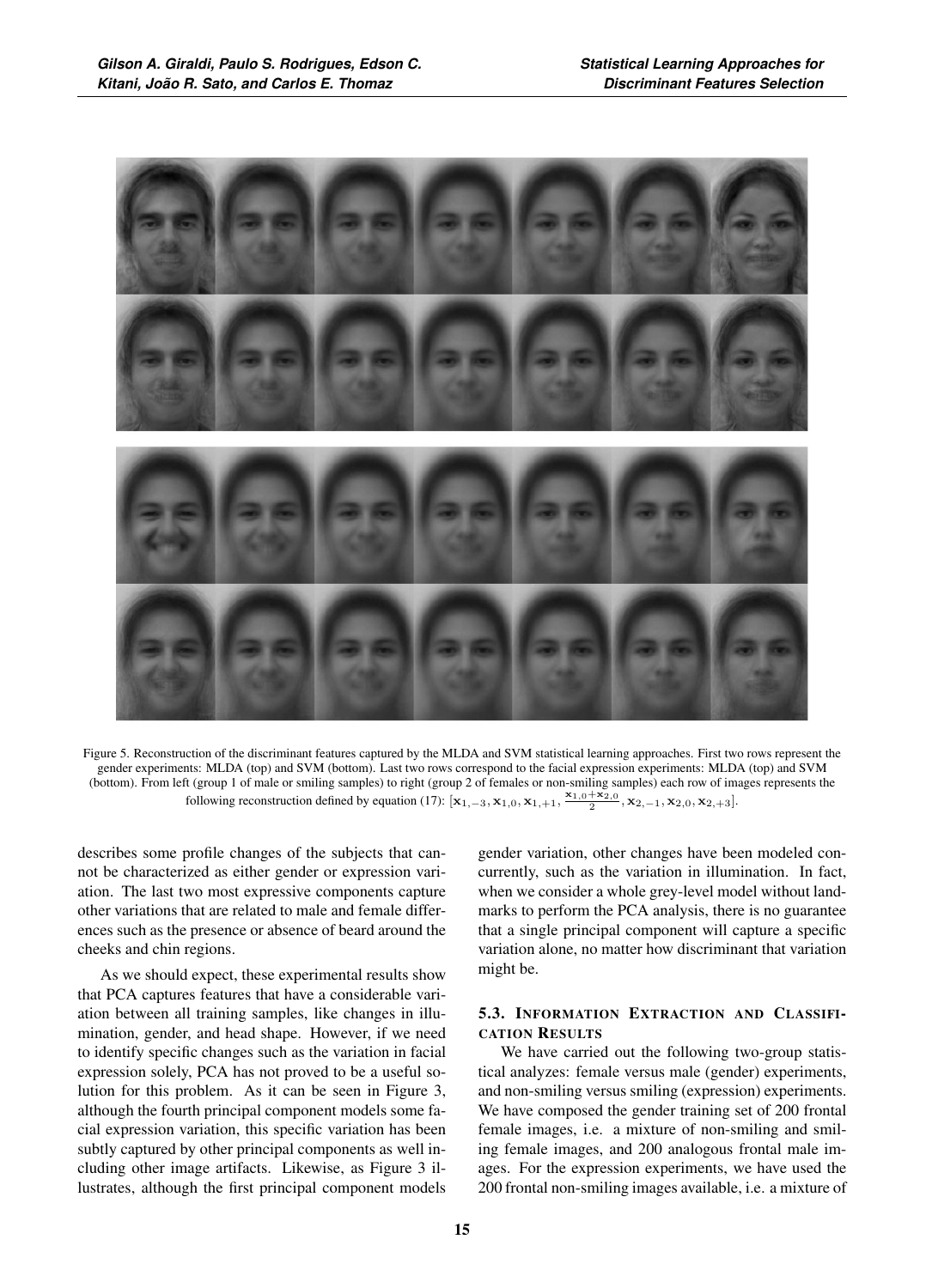Figure 5. Reconstruction of the discriminant features captured by the MLDA and SVM statistical learning approaches. First two rows represent the gender experiments: MLDA (top) and SVM (bottom). Last two rows correspond to the facial expression experiments: MLDA (top) and SVM (bottom). From left (group 1 of male or smiling samples) to right (group 2 of females or non-smiling samples) each row of images represents the following reconstruction defined by equation (17): $[\mathbf{x}_{1,-3}, \mathbf{x}_{1,0}, \mathbf{x}_{1,+1}, \frac{\mathbf{x}_{1,0}+\mathbf{x}_{2,0}}{2}, \mathbf{x}_{2,-1}, \mathbf{x}_{2,0}, \mathbf{x}_{2,+3}]$.

describes some profile changes of the subjects that cannot be characterized as either gender or expression variation. The last two most expressive components capture other variations that are related to male and female differences such as the presence or absence of beard around the cheeks and chin regions.

As we should expect, these experimental results show that PCA captures features that have a considerable variation between all training samples, like changes in illumination, gender, and head shape. However, if we need to identify specific changes such as the variation in facial expression solely, PCA has not proved to be a useful solution for this problem. As it can be seen in Figure 3, although the fourth principal component models some facial expression variation, this specific variation has been subtly captured by other principal components as well including other image artifacts. Likewise, as Figure 3 illustrates, although the first principal component models gender variation, other changes have been modeled concurrently, such as the variation in illumination. In fact, when we consider a whole grey-level model without landmarks to perform the PCA analysis, there is no guarantee that a single principal component will capture a specific variation alone, no matter how discriminant that variation might be.

### 5.3. Information Extraction and Classification Results

We have carried out the following two-group statistical analyzes: female versus male (gender) experiments, and non-smiling versus smiling (expression) experiments. We have composed the gender training set of 200 frontal female images, i.e. a mixture of non-smiling and smiling female images, and 200 analogous frontal male images. For the expression experiments, we have used the 200 frontal non-smiling images available, i.e. a mixture of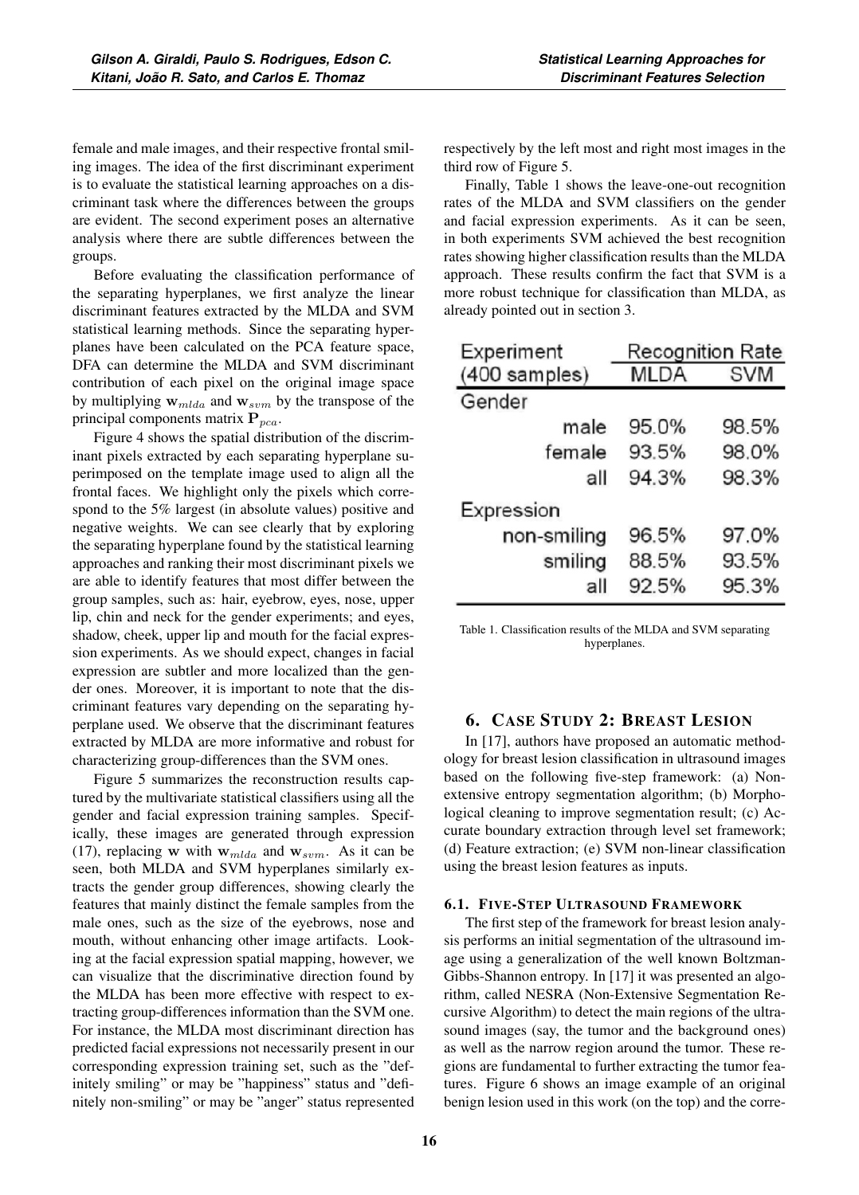female and male images, and their respective frontal smiling images. The idea of the first discriminant experiment is to evaluate the statistical learning approaches on a discriminant task where the differences between the groups are evident. The second experiment poses an alternative analysis where there are subtle differences between the groups.

Before evaluating the classification performance of the separating hyperplanes, we first analyze the linear discriminant features extracted by the MLDA and SVM statistical learning methods. Since the separating hyperplanes have been calculated on the PCA feature space, DFA can determine the MLDA and SVM discriminant contribution of each pixel on the original image space by multiplying $\mathbf{w}_{mlda}$ and $\mathbf{w}_{svm}$ by the transpose of the principal components matrix $\mathbf{P}_{pca}$.

Figure 4 shows the spatial distribution of the discriminant pixels extracted by each separating hyperplane superimposed on the template image used to align all the frontal faces. We highlight only the pixels which correspond to the 5% largest (in absolute values) positive and negative weights. We can see clearly that by exploring the separating hyperplane found by the statistical learning approaches and ranking their most discriminant pixels we are able to identify features that most differ between the group samples, such as: hair, eyebrow, eyes, nose, upper lip, chin and neck for the gender experiments; and eyes, shadow, cheek, upper lip and mouth for the facial expression experiments. As we should expect, changes in facial expression are subtler and more localized than the gender ones. Moreover, it is important to note that the discriminant features vary depending on the separating hyperplane used. We observe that the discriminant features extracted by MLDA are more informative and robust for characterizing group-differences than the SVM ones.

Figure 5 summarizes the reconstruction results captured by the multivariate statistical classifiers using all the gender and facial expression training samples. Specifically, these images are generated through expression (17), replacing $\mathbf{w}$ with $\mathbf{w}_{mlda}$ and $\mathbf{w}_{svm}$. As it can be seen, both MLDA and SVM hyperplanes similarly extracts the gender group differences, showing clearly the features that mainly distinct the female samples from the male ones, such as the size of the eyebrows, nose and mouth, without enhancing other image artifacts. Looking at the facial expression spatial mapping, however, we can visualize that the discriminative direction found by the MLDA has been more effective with respect to extracting group-differences information than the SVM one. For instance, the MLDA most discriminant direction has predicted facial expressions not necessarily present in our corresponding expression training set, such as the "definitely smiling" or may be "happiness" status and "definitely non-smiling" or may be "anger" status represented respectively by the left most and right most images in the third row of Figure 5.

Finally, Table 1 shows the leave-one-out recognition rates of the MLDA and SVM classifiers on the gender and facial expression experiments. As it can be seen, in both experiments SVM achieved the best recognition rates showing higher classification results than the MLDA approach. These results confirm the fact that SVM is a more robust technique for classification than MLDA, as already pointed out in section 3.

| Experiment (400 samples) | Recognition Rate | |
|---|---|---|
| | MLDA | SVM |
| Gender | | |
| male | 95.0% | 98.5% |
| female | 93.5% | 98.0% |
| all | 94.3% | 98.3% |
| Expression | | |
| non-smiling | 96.5% | 97.0% |
| smiling | 88.5% | 93.5% |
| all | 92.5% | 95.3% |

Table 1. Classification results of the MLDA and SVM separating hyperplanes.

## 6. Case Study 2: Breast Lesion

In [17], authors have proposed an automatic methodology for breast lesion classification in ultrasound images based on the following five-step framework: (a) Non-extensive entropy segmentation algorithm; (b) Morphological cleaning to improve segmentation result; (c) Accurate boundary extraction through level set framework; (d) Feature extraction; (e) SVM non-linear classification using the breast lesion features as inputs.

### 6.1. Five-Step Ultrasound Framework

The first step of the framework for breast lesion analysis performs an initial segmentation of the ultrasound image using a generalization of the well known Boltzman-Gibbs-Shannon entropy. In [17] it was presented an algorithm, called NESRA (Non-Extensive Segmentation Recursive Algorithm) to detect the main regions of the ultrasound images (say, the tumor and the background ones) as well as the narrow region around the tumor. These regions are fundamental to further extracting the tumor features. Figure 6 shows an image example of an original benign lesion used in this work (on the top) and the corre-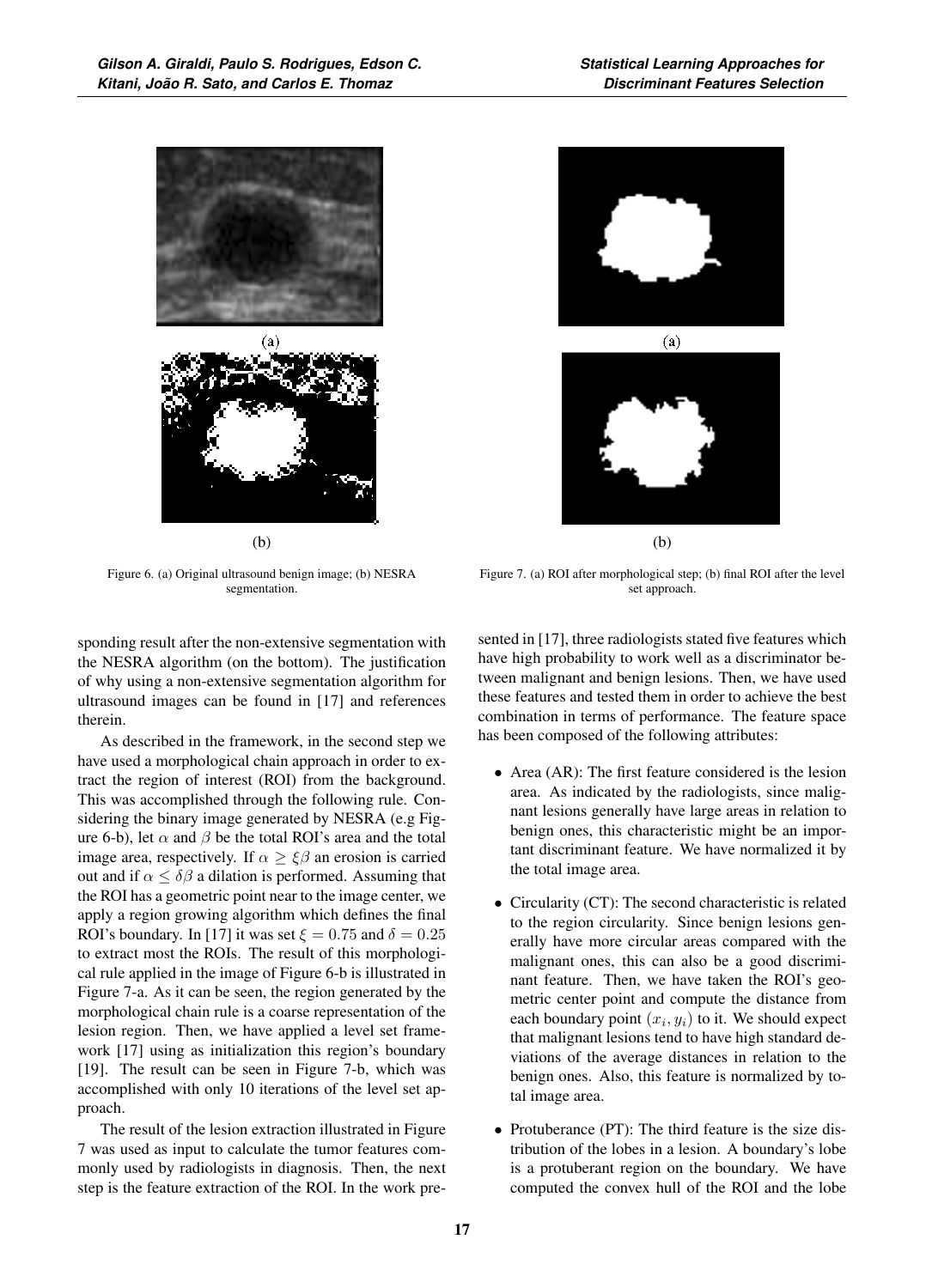Figure 6. (a) Original ultrasound benign image; (b) NESRA segmentation.

Figure 7. (a) ROI after morphological step; (b) final ROI after the level set approach.

sponding result after the non-extensive segmentation with the NESRA algorithm (on the bottom). The justification of why using a non-extensive segmentation algorithm for ultrasound images can be found in [17] and references therein.

As described in the framework, in the second step we have used a morphological chain approach in order to extract the region of interest (ROI) from the background. This was accomplished through the following rule. Considering the binary image generated by NESRA (e.g Figure 6-b), let $\alpha$ and $\beta$ be the total ROI's area and the total image area, respectively. If $\alpha \geq \xi\beta$ an erosion is carried out and if $\alpha \leq \delta\beta$ a dilation is performed. Assuming that the ROI has a geometric point near to the image center, we apply a region growing algorithm which defines the final ROI's boundary. In [17] it was set $\xi = 0.75$ and $\delta = 0.25$ to extract most the ROIs. The result of this morphological rule applied in the image of Figure 6-b is illustrated in Figure 7-a. As it can be seen, the region generated by the morphological chain rule is a coarse representation of the lesion region. Then, we have applied a level set framework [17] using as initialization this region's boundary [19]. The result can be seen in Figure 7-b, which was accomplished with only 10 iterations of the level set approach.

The result of the lesion extraction illustrated in Figure 7 was used as input to calculate the tumor features commonly used by radiologists in diagnosis. Then, the next step is the feature extraction of the ROI. In the work presented in [17], three radiologists stated five features which have high probability to work well as a discriminator between malignant and benign lesions. Then, we have used these features and tested them in order to achieve the best combination in terms of performance. The feature space has been composed of the following attributes:

- Area (AR): The first feature considered is the lesion area. As indicated by the radiologists, since malignant lesions generally have large areas in relation to benign ones, this characteristic might be an important discriminant feature. We have normalized it by the total image area.
- Circularity (CT): The second characteristic is related to the region circularity. Since benign lesions generally have more circular areas compared with the malignant ones, this can also be a good discriminant feature. Then, we have taken the ROI's geometric center point and compute the distance from each boundary point $(x_i, y_i)$ to it. We should expect that malignant lesions tend to have high standard deviations of the average distances in relation to the benign ones. Also, this feature is normalized by total image area.
- Protuberance (PT): The third feature is the size distribution of the lobes in a lesion. A boundary's lobe is a protuberant region on the boundary. We have computed the convex hull of the ROI and the lobe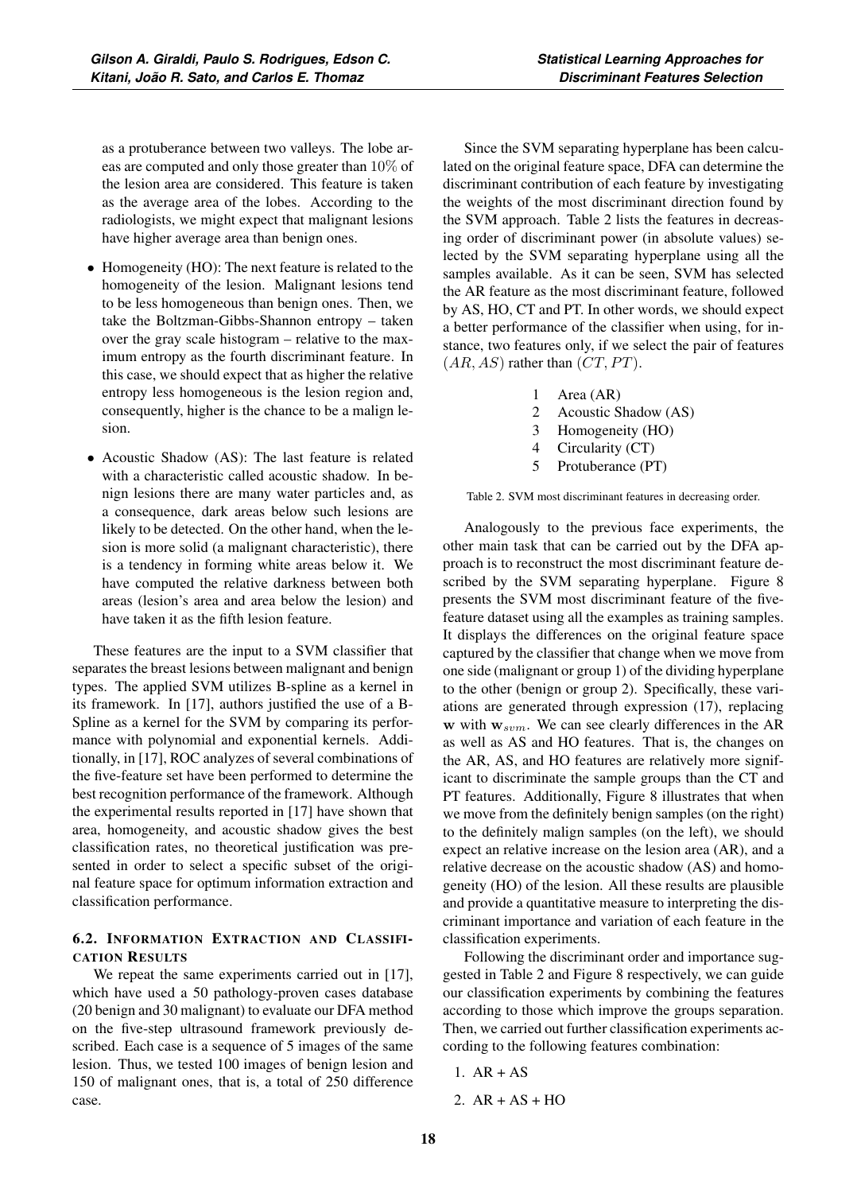as a protuberance between two valleys. The lobe areas are computed and only those greater than $10\%$ of the lesion area are considered. This feature is taken as the average area of the lobes. According to the radiologists, we might expect that malignant lesions have higher average area than benign ones.

- Homogeneity (HO): The next feature is related to the homogeneity of the lesion. Malignant lesions tend to be less homogeneous than benign ones. Then, we take the Boltzman-Gibbs-Shannon entropy – taken over the gray scale histogram – relative to the maximum entropy as the fourth discriminant feature. In this case, we should expect that as higher the relative entropy less homogeneous is the lesion region and, consequently, higher is the chance to be a malign lesion.
- Acoustic Shadow (AS): The last feature is related with a characteristic called acoustic shadow. In benign lesions there are many water particles and, as a consequence, dark areas below such lesions are likely to be detected. On the other hand, when the lesion is more solid (a malignant characteristic), there is a tendency in forming white areas below it. We have computed the relative darkness between both areas (lesion's area and area below the lesion) and have taken it as the fifth lesion feature.

These features are the input to a SVM classifier that separates the breast lesions between malignant and benign types. The applied SVM utilizes B-spline as a kernel in its framework. In [17], authors justified the use of a B-Spline as a kernel for the SVM by comparing its performance with polynomial and exponential kernels. Additionally, in [17], ROC analyzes of several combinations of the five-feature set have been performed to determine the best recognition performance of the framework. Although the experimental results reported in [17] have shown that area, homogeneity, and acoustic shadow gives the best classification rates, no theoretical justification was presented in order to select a specific subset of the original feature space for optimum information extraction and classification performance.

### 6.2. Information Extraction and Classification Results

We repeat the same experiments carried out in [17], which have used a 50 pathology-proven cases database (20 benign and 30 malignant) to evaluate our DFA method on the five-step ultrasound framework previously described. Each case is a sequence of 5 images of the same lesion. Thus, we tested 100 images of benign lesion and 150 of malignant ones, that is, a total of 250 difference case.

Since the SVM separating hyperplane has been calculated on the original feature space, DFA can determine the discriminant contribution of each feature by investigating the weights of the most discriminant direction found by the SVM approach. Table 2 lists the features in decreasing order of discriminant power (in absolute values) selected by the SVM separating hyperplane using all the samples available. As it can be seen, SVM has selected the AR feature as the most discriminant feature, followed by AS, HO, CT and PT. In other words, we should expect a better performance of the classifier when using, for instance, two features only, if we select the pair of features $(AR, AS)$ rather than $(CT, PT)$.

| | |
|---|---|
| 1 | Area (AR) |
| 2 | Acoustic Shadow (AS) |
| 3 | Homogeneity (HO) |
| 4 | Circularity (CT) |
| 5 | Protuberance (PT) |

Table 2. SVM most discriminant features in decreasing order.

Analogously to the previous face experiments, the other main task that can be carried out by the DFA approach is to reconstruct the most discriminant feature described by the SVM separating hyperplane. Figure 8 presents the SVM most discriminant feature of the five-feature dataset using all the examples as training samples. It displays the differences on the original feature space captured by the classifier that change when we move from one side (malignant or group 1) of the dividing hyperplane to the other (benign or group 2). Specifically, these variations are generated through expression (17), replacing $\mathbf{w}$ with $\mathbf{w}_{svm}$. We can see clearly differences in the AR as well as AS and HO features. That is, the changes on the AR, AS, and HO features are relatively more significant to discriminate the sample groups than the CT and PT features. Additionally, Figure 8 illustrates that when we move from the definitely benign samples (on the right) to the definitely malign samples (on the left), we should expect an relative increase on the lesion area (AR), and a relative decrease on the acoustic shadow (AS) and homogeneity (HO) of the lesion. All these results are plausible and provide a quantitative measure to interpreting the discriminant importance and variation of each feature in the classification experiments.

Following the discriminant order and importance suggested in Table 2 and Figure 8 respectively, we can guide our classification experiments by combining the features according to those which improve the groups separation. Then, we carried out further classification experiments according to the following features combination:

1. AR + AS
2. AR + AS + HO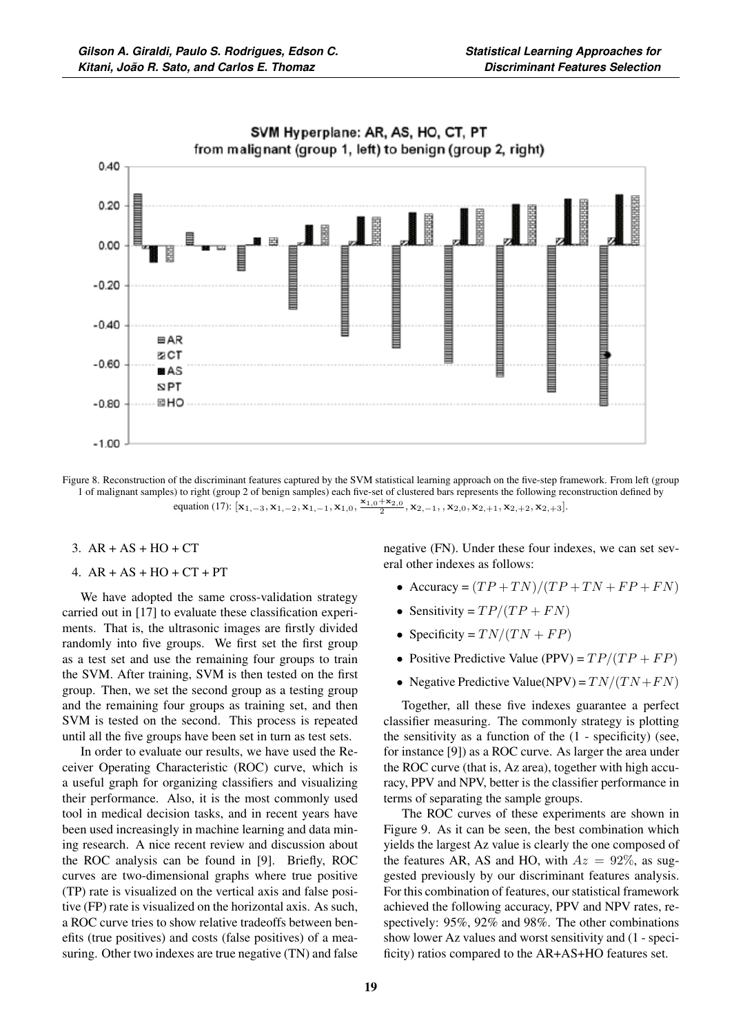Figure 8. Reconstruction of the discriminant features captured by the SVM statistical learning approach on the five-step framework. From left (group 1 of malignant samples) to right (group 2 of benign samples) each five-set of clustered bars represents the following reconstruction defined by equation (17): $[\mathbf{x}_{1,-3}, \mathbf{x}_{1,-2}, \mathbf{x}_{1,-1}, \mathbf{x}_{1,0}, \frac{\mathbf{x}_{1,0}+\mathbf{x}_{2,0}}{2}, \mathbf{x}_{2,-1}, , \mathbf{x}_{2,0}, \mathbf{x}_{2,+1}, \mathbf{x}_{2,+2}, \mathbf{x}_{2,+3}]$.

3. AR + AS + HO + CT
4. AR + AS + HO + CT + PT

We have adopted the same cross-validation strategy carried out in [17] to evaluate these classification experiments. That is, the ultrasonic images are firstly divided randomly into five groups. We first set the first group as a test set and use the remaining four groups to train the SVM. After training, SVM is then tested on the first group. Then, we set the second group as a testing group and the remaining four groups as training set, and then SVM is tested on the second. This process is repeated until all the five groups have been set in turn as test sets.

In order to evaluate our results, we have used the Receiver Operating Characteristic (ROC) curve, which is a useful graph for organizing classifiers and visualizing their performance. Also, it is the most commonly used tool in medical decision tasks, and in recent years have been used increasingly in machine learning and data mining research. A nice recent review and discussion about the ROC analysis can be found in [9]. Briefly, ROC curves are two-dimensional graphs where true positive (TP) rate is visualized on the vertical axis and false positive (FP) rate is visualized on the horizontal axis. As such, a ROC curve tries to show relative tradeoffs between benefits (true positives) and costs (false positives) of a measuring. Other two indexes are true negative (TN) and false negative (FN). Under these four indexes, we can set several other indexes as follows:

- Accuracy = $(TP + TN)/(TP + TN + FP + FN)$
- Sensitivity = $TP/(TP + FN)$
- Specificity = $TN/(TN + FP)$
- Positive Predictive Value (PPV) = $TP/(TP + FP)$
- Negative Predictive Value(NPV) = $TN/(TN+FN)$

Together, all these five indexes guarantee a perfect classifier measuring. The commonly strategy is plotting the sensitivity as a function of the (1 - specificity) (see, for instance [9]) as a ROC curve. As larger the area under the ROC curve (that is, Az area), together with high accuracy, PPV and NPV, better is the classifier performance in terms of separating the sample groups.

The ROC curves of these experiments are shown in Figure 9. As it can be seen, the best combination which yields the largest Az value is clearly the one composed of the features AR, AS and HO, with $Az = 92\%$, as suggested previously by our discriminant features analysis. For this combination of features, our statistical framework achieved the following accuracy, PPV and NPV rates, respectively: 95%, 92% and 98%. The other combinations show lower Az values and worst sensitivity and (1 - specificity) ratios compared to the AR+AS+HO features set.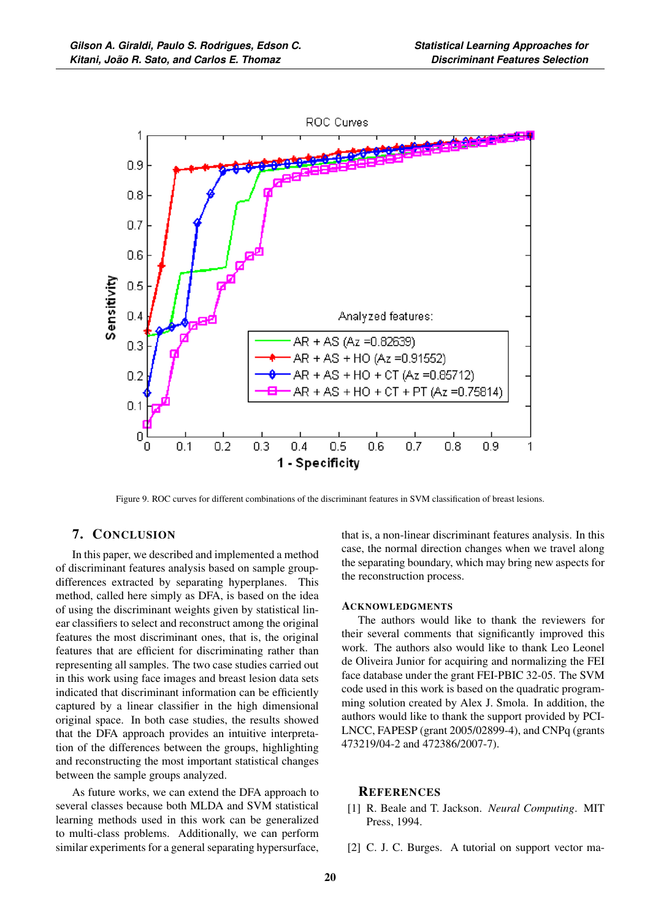Figure 9. ROC curves for different combinations of the discriminant features in SVM classification of breast lesions.

## 7. Conclusion

In this paper, we described and implemented a method of discriminant features analysis based on sample group-differences extracted by separating hyperplanes. This method, called here simply as DFA, is based on the idea of using the discriminant weights given by statistical linear classifiers to select and reconstruct among the original features the most discriminant ones, that is, the original features that are efficient for discriminating rather than representing all samples. The two case studies carried out in this work using face images and breast lesion data sets indicated that discriminant information can be efficiently captured by a linear classifier in the high dimensional original space. In both case studies, the results showed that the DFA approach provides an intuitive interpretation of the differences between the groups, highlighting and reconstructing the most important statistical changes between the sample groups analyzed.

As future works, we can extend the DFA approach to several classes because both MLDA and SVM statistical learning methods used in this work can be generalized to multi-class problems. Additionally, we can perform similar experiments for a general separating hypersurface, that is, a non-linear discriminant features analysis. In this case, the normal direction changes when we travel along the separating boundary, which may bring new aspects for the reconstruction process.

### Acknowledgments

The authors would like to thank the reviewers for their several comments that significantly improved this work. The authors also would like to thank Leo Leonel de Oliveira Junior for acquiring and normalizing the FEI face database under the grant FEI-PBIC 32-05. The SVM code used in this work is based on the quadratic programming solution created by Alex J. Smola. In addition, the authors would like to thank the support provided by PCI-LNCC, FAPESP (grant 2005/02899-4), and CNPq (grants 473219/04-2 and 472386/2007-7).

## References

[1] R. Beale and T. Jackson. *Neural Computing*. MIT Press, 1994.

[2] C. J. C. Burges. A tutorial on support vector ma-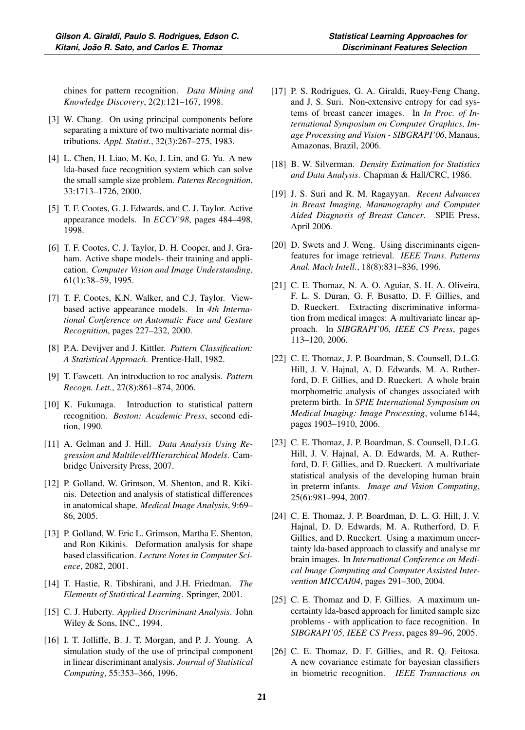chines for pattern recognition. *Data Mining and Knowledge Discovery*, 2(2):121–167, 1998.

[3] W. Chang. On using principal components before separating a mixture of two multivariate normal distributions. *Appl. Statist.*, 32(3):267–275, 1983.

[4] L. Chen, H. Liao, M. Ko, J. Lin, and G. Yu. A new lda-based face recognition system which can solve the small sample size problem. *Paterns Recognition*, 33:1713–1726, 2000.

[5] T. F. Cootes, G. J. Edwards, and C. J. Taylor. Active appearance models. In *ECCV'98*, pages 484–498, 1998.

[6] T. F. Cootes, C. J. Taylor, D. H. Cooper, and J. Graham. Active shape models- their training and application. *Computer Vision and Image Understanding*, 61(1):38–59, 1995.

[7] T. F. Cootes, K.N. Walker, and C.J. Taylor. View-based active appearance models. In *4th International Conference on Automatic Face and Gesture Recognition*, pages 227–232, 2000.

[8] P.A. Devijver and J. Kittler. *Pattern Classification: A Statistical Approach*. Prentice-Hall, 1982.

[9] T. Fawcett. An introduction to roc analysis. *Pattern Recogn. Lett.*, 27(8):861–874, 2006.

[10] K. Fukunaga. Introduction to statistical pattern recognition. *Boston: Academic Press*, second edition, 1990.

[11] A. Gelman and J. Hill. *Data Analysis Using Regression and Multilevel/Hierarchical Models*. Cambridge University Press, 2007.

[12] P. Golland, W. Grimson, M. Shenton, and R. Kikinis. Detection and analysis of statistical differences in anatomical shape. *Medical Image Analysis*, 9:69–86, 2005.

[13] P. Golland, W. Eric L. Grimson, Martha E. Shenton, and Ron Kikinis. Deformation analysis for shape based classification. *Lecture Notes in Computer Science*, 2082, 2001.

[14] T. Hastie, R. Tibshirani, and J.H. Friedman. *The Elements of Statistical Learning*. Springer, 2001.

[15] C. J. Huberty. *Applied Discriminant Analysis*. John Wiley & Sons, INC., 1994.

[16] I. T. Jolliffe, B. J. T. Morgan, and P. J. Young. A simulation study of the use of principal component in linear discriminant analysis. *Journal of Statistical Computing*, 55:353–366, 1996.

[17] P. S. Rodrigues, G. A. Giraldi, Ruey-Feng Chang, and J. S. Suri. Non-extensive entropy for cad systems of breast cancer images. In *In Proc. of International Symposium on Computer Graphics, Image Processing and Vision - SIBGRAPI'06*, Manaus, Amazonas, Brazil, 2006.

[18] B. W. Silverman. *Density Estimation for Statistics and Data Analysis*. Chapman & Hall/CRC, 1986.

[19] J. S. Suri and R. M. Ragayyan. *Recent Advances in Breast Imaging, Mammography and Computer Aided Diagnosis of Breast Cancer*. SPIE Press, April 2006.

[20] D. Swets and J. Weng. Using discriminants eigenfeatures for image retrieval. *IEEE Trans. Patterns Anal. Mach Intell.*, 18(8):831–836, 1996.

[21] C. E. Thomaz, N. A. O. Aguiar, S. H. A. Oliveira, F. L. S. Duran, G. F. Busatto, D. F. Gillies, and D. Rueckert. Extracting discriminative information from medical images: A multivariate linear approach. In *SIBGRAPI'06, IEEE CS Press*, pages 113–120, 2006.

[22] C. E. Thomaz, J. P. Boardman, S. Counsell, D.L.G. Hill, J. V. Hajnal, A. D. Edwards, M. A. Rutherford, D. F. Gillies, and D. Rueckert. A whole brain morphometric analysis of changes associated with preterm birth. In *SPIE International Symposium on Medical Imaging: Image Processing*, volume 6144, pages 1903–1910, 2006.

[23] C. E. Thomaz, J. P. Boardman, S. Counsell, D.L.G. Hill, J. V. Hajnal, A. D. Edwards, M. A. Rutherford, D. F. Gillies, and D. Rueckert. A multivariate statistical analysis of the developing human brain in preterm infants. *Image and Vision Computing*, 25(6):981–994, 2007.

[24] C. E. Thomaz, J. P. Boardman, D. L. G. Hill, J. V. Hajnal, D. D. Edwards, M. A. Rutherford, D. F. Gillies, and D. Rueckert. Using a maximum uncertainty lda-based approach to classify and analyse mr brain images. In *International Conference on Medical Image Computing and Computer Assisted Intervention MICCAI04*, pages 291–300, 2004.

[25] C. E. Thomaz and D. F. Gillies. A maximum uncertainty lda-based approach for limited sample size problems - with application to face recognition. In *SIBGRAPI'05, IEEE CS Press*, pages 89–96, 2005.

[26] C. E. Thomaz, D. F. Gillies, and R. Q. Feitosa. A new covariance estimate for bayesian classifiers in biometric recognition. *IEEE Transactions on*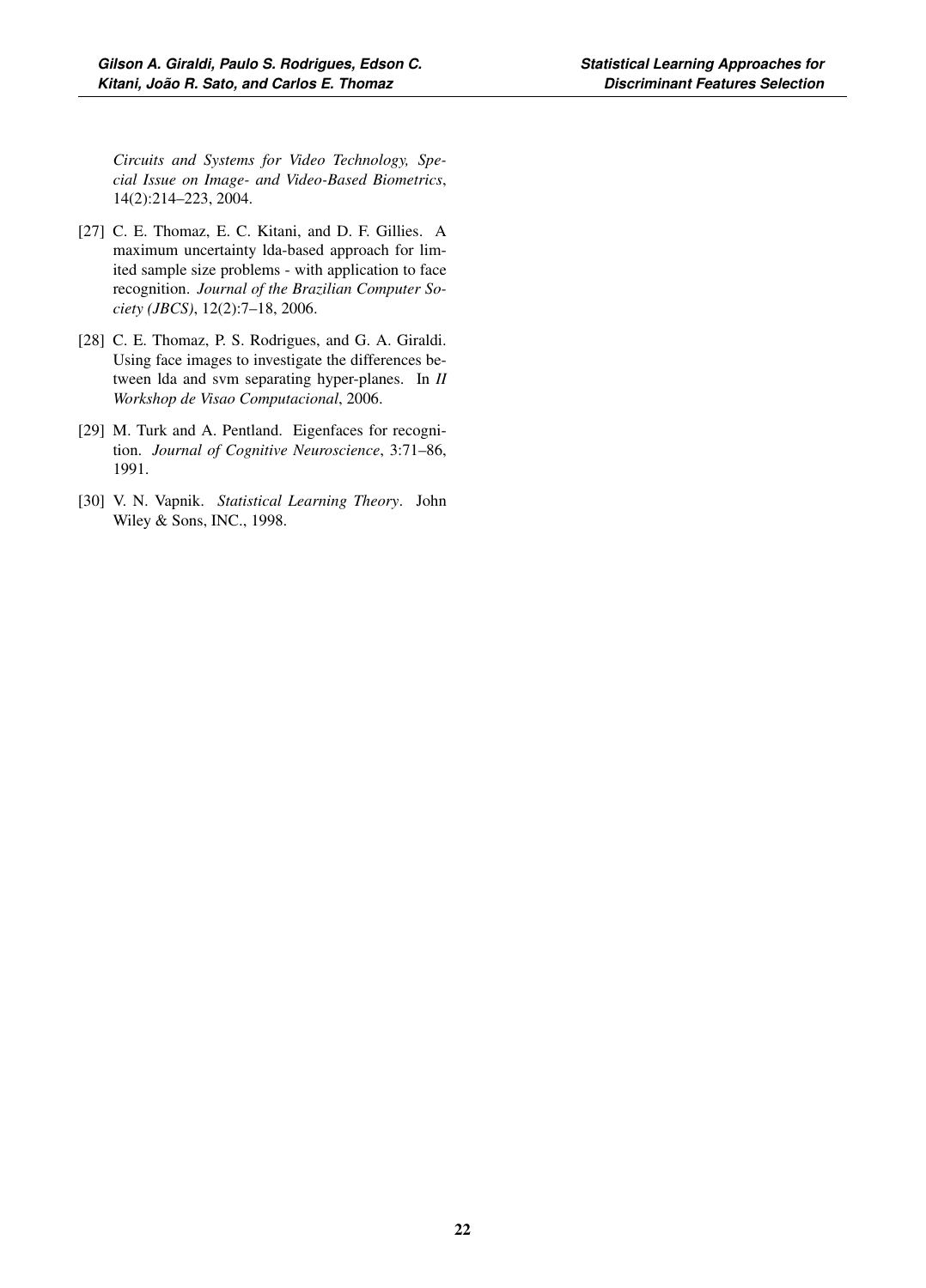*Circuits and Systems for Video Technology, Special Issue on Image- and Video-Based Biometrics*, 14(2):214–223, 2004.

[27] C. E. Thomaz, E. C. Kitani, and D. F. Gillies. A maximum uncertainty lda-based approach for limited sample size problems - with application to face recognition. *Journal of the Brazilian Computer Society (JBCS)*, 12(2):7–18, 2006.

[28] C. E. Thomaz, P. S. Rodrigues, and G. A. Giraldi. Using face images to investigate the differences between lda and svm separating hyper-planes. In *II Workshop de Visao Computacional*, 2006.

[29] M. Turk and A. Pentland. Eigenfaces for recognition. *Journal of Cognitive Neuroscience*, 3:71–86, 1991.

[30] V. N. Vapnik. *Statistical Learning Theory*. John Wiley & Sons, INC., 1998.